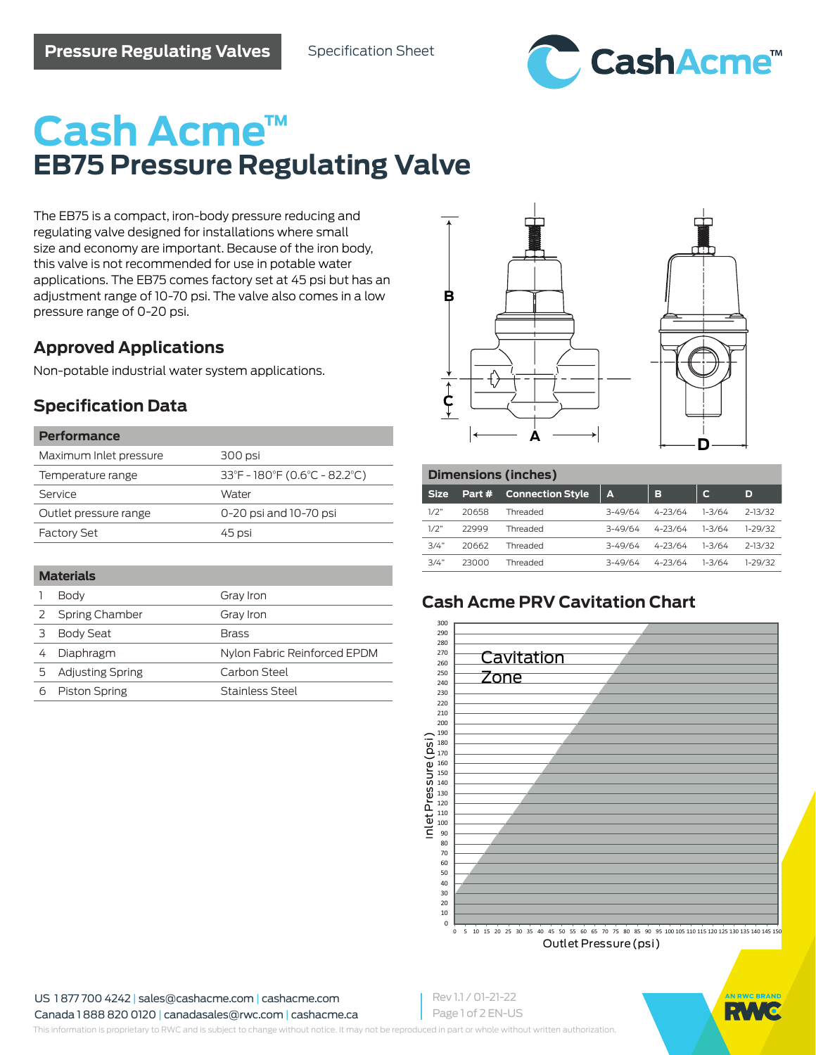# Cash Acme™

# EB75 Pressure Regulating Valve

The EB75 is a compact, iron-body pressure reducing and regulating valve designed for installations where small size and economy are important. Because of the iron body, this valve is not recommended for use in potable water applications. The EB75 comes factory set at 45 psi but has an adjustment range of 10-70 psi. The valve also comes in a low pressure range of 0-20 psi.

## Approved Applications

Non-potable industrial water system applications.

## Specification Data

| Performance | |
|---|---|
| Maximum Inlet pressure | 300 psi |
| Temperature range | 33°F - 180°F (0.6°C - 82.2°C) |
| Service | Water |
| Outlet pressure range | 0-20 psi and 10-70 psi |
| Factory Set | 45 psi |

| Materials | | |
|---|---|---|
| 1 | Body | Gray Iron |
| 2 | Spring Chamber | Gray Iron |
| 3 | Body Seat | Brass |
| 4 | Diaphragm | Nylon Fabric Reinforced EPDM |
| 5 | Adjusting Spring | Carbon Steel |
| 6 | Piston Spring | Stainless Steel |

## Dimensions (inches)

| Size | Part # | Connection Style | A | B | C | D |
|---|---|---|---|---|---|---|
| 1/2" | 20658 | Threaded | 3-49/64 | 4-23/64 | 1-3/64 | 2-13/32 |
| 1/2" | 22999 | Threaded | 3-49/64 | 4-23/64 | 1-3/64 | 1-29/32 |
| 3/4" | 20662 | Threaded | 3-49/64 | 4-23/64 | 1-3/64 | 2-13/32 |
| 3/4" | 23000 | Threaded | 3-49/64 | 4-23/64 | 1-3/64 | 1-29/32 |

## Cash Acme PRV Cavitation Chart

Cavitation Zone

Inlet Pressure (psi)

Outlet Pressure (psi)

US 1 877 700 4242 | sales@cashacme.com | cashacme.com
Canada 1 888 820 0120 | canadasales@rwc.com | cashacme.ca

Rev 1.1 / 01-21-22

This information is proprietary to RWC and is subject to change without notice. It may not be reproduced in part or whole without written authorization.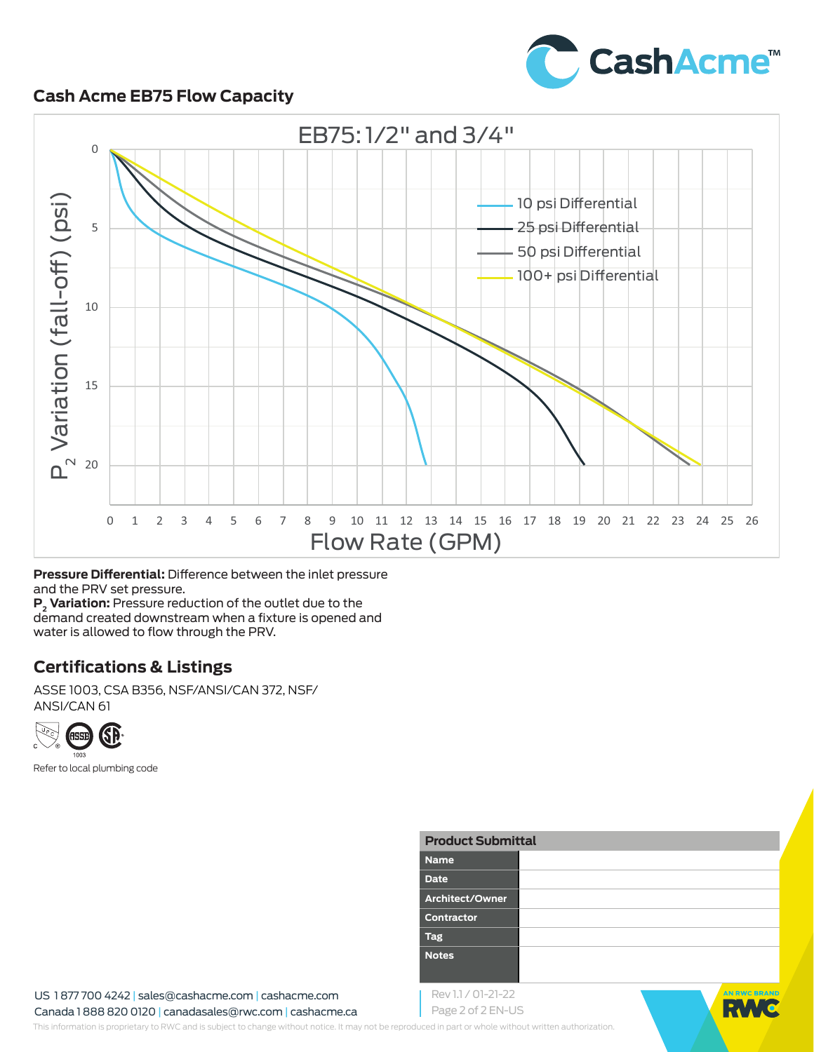## Cash Acme EB75 Flow Capacity

EB75: 1/2" and 3/4"

P$_2$ Variation (fall-off) (psi)

0
5
10
15
20

Flow Rate (GPM)

0 1 2 3 4 5 6 7 8 9 10 11 12 13 14 15 16 17 18 19 20 21 22 23 24 25 26

10 psi Differential
25 psi Differential
50 psi Differential
100+ psi Differential

**Pressure Differential:** Difference between the inlet pressure and the PRV set pressure.
**$P_2$ Variation:** Pressure reduction of the outlet due to the demand created downstream when a fixture is opened and water is allowed to flow through the PRV.

## Certifications & Listings

ASSE 1003, CSA B356, NSF/ANSI/CAN 372, NSF/ANSI/CAN 61

Refer to local plumbing code

| Product Submittal | |
|---|---|
| Name | |
| Date | |
| Architect/Owner | |
| Contractor | |
| Tag | |
| Notes | |

US 1 877 700 4242 | sales@cashacme.com | cashacme.com
Canada 1 888 820 0120 | canadasales@rwc.com | cashacme.ca

Rev 1.1 / 01-21-22

This information is proprietary to RWC and is subject to change without notice. It may not be reproduced in part or whole without written authorization.